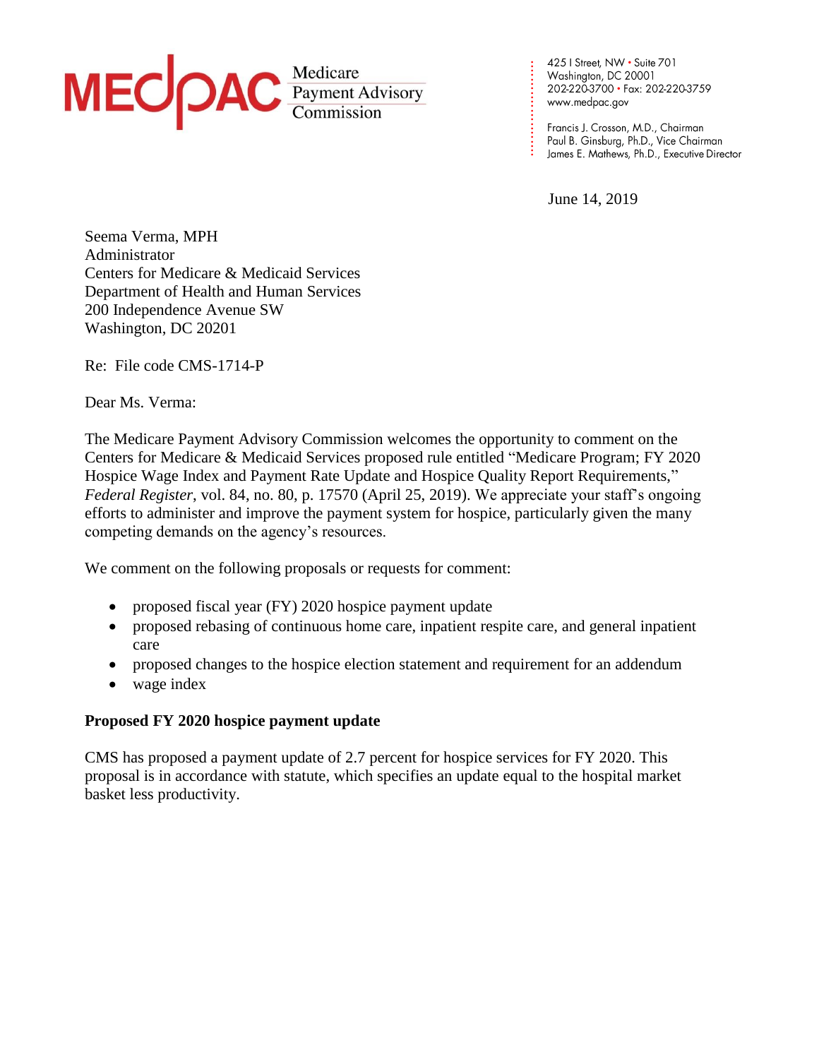**MEDPAC** Medicare Payment Advisory Commission

425 I Street, NW • Suite 701
Washington, DC 20001
202-220-3700 • Fax: 202-220-3759
www.medpac.gov

Francis J. Crosson, M.D., Chairman
Paul B. Ginsburg, Ph.D., Vice Chairman
James E. Mathews, Ph.D., Executive Director

June 14, 2019

Seema Verma, MPH
Administrator
Centers for Medicare & Medicaid Services
Department of Health and Human Services
200 Independence Avenue SW
Washington, DC 20201

Re: File code CMS-1714-P

Dear Ms. Verma:

The Medicare Payment Advisory Commission welcomes the opportunity to comment on the Centers for Medicare & Medicaid Services proposed rule entitled "Medicare Program; FY 2020 Hospice Wage Index and Payment Rate Update and Hospice Quality Report Requirements," *Federal Register*, vol. 84, no. 80, p. 17570 (April 25, 2019). We appreciate your staff's ongoing efforts to administer and improve the payment system for hospice, particularly given the many competing demands on the agency's resources.

We comment on the following proposals or requests for comment:

- proposed fiscal year (FY) 2020 hospice payment update
- proposed rebasing of continuous home care, inpatient respite care, and general inpatient care
- proposed changes to the hospice election statement and requirement for an addendum
- wage index

**Proposed FY 2020 hospice payment update**

CMS has proposed a payment update of 2.7 percent for hospice services for FY 2020. This proposal is in accordance with statute, which specifies an update equal to the hospital market basket less productivity.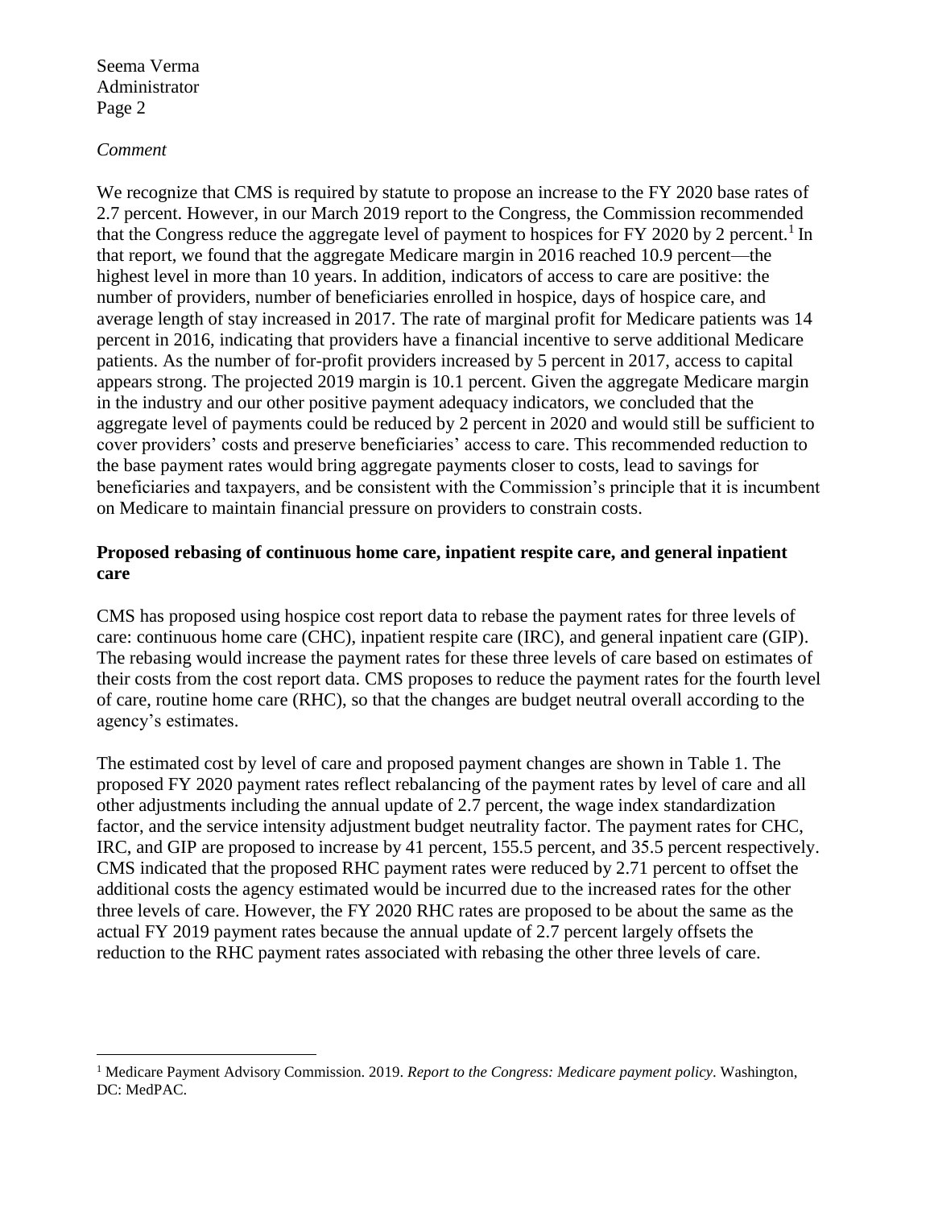*Comment*

We recognize that CMS is required by statute to propose an increase to the FY 2020 base rates of 2.7 percent. However, in our March 2019 report to the Congress, the Commission recommended that the Congress reduce the aggregate level of payment to hospices for FY 2020 by 2 percent.[1] In that report, we found that the aggregate Medicare margin in 2016 reached 10.9 percent—the highest level in more than 10 years. In addition, indicators of access to care are positive: the number of providers, number of beneficiaries enrolled in hospice, days of hospice care, and average length of stay increased in 2017. The rate of marginal profit for Medicare patients was 14 percent in 2016, indicating that providers have a financial incentive to serve additional Medicare patients. As the number of for-profit providers increased by 5 percent in 2017, access to capital appears strong. The projected 2019 margin is 10.1 percent. Given the aggregate Medicare margin in the industry and our other positive payment adequacy indicators, we concluded that the aggregate level of payments could be reduced by 2 percent in 2020 and would still be sufficient to cover providers' costs and preserve beneficiaries' access to care. This recommended reduction to the base payment rates would bring aggregate payments closer to costs, lead to savings for beneficiaries and taxpayers, and be consistent with the Commission's principle that it is incumbent on Medicare to maintain financial pressure on providers to constrain costs.

**Proposed rebasing of continuous home care, inpatient respite care, and general inpatient care**

CMS has proposed using hospice cost report data to rebase the payment rates for three levels of care: continuous home care (CHC), inpatient respite care (IRC), and general inpatient care (GIP). The rebasing would increase the payment rates for these three levels of care based on estimates of their costs from the cost report data. CMS proposes to reduce the payment rates for the fourth level of care, routine home care (RHC), so that the changes are budget neutral overall according to the agency's estimates.

The estimated cost by level of care and proposed payment changes are shown in Table 1. The proposed FY 2020 payment rates reflect rebalancing of the payment rates by level of care and all other adjustments including the annual update of 2.7 percent, the wage index standardization factor, and the service intensity adjustment budget neutrality factor. The payment rates for CHC, IRC, and GIP are proposed to increase by 41 percent, 155.5 percent, and 35.5 percent respectively. CMS indicated that the proposed RHC payment rates were reduced by 2.71 percent to offset the additional costs the agency estimated would be incurred due to the increased rates for the other three levels of care. However, the FY 2020 RHC rates are proposed to be about the same as the actual FY 2019 payment rates because the annual update of 2.7 percent largely offsets the reduction to the RHC payment rates associated with rebasing the other three levels of care.

[1] Medicare Payment Advisory Commission. 2019. *Report to the Congress: Medicare payment policy*. Washington, DC: MedPAC.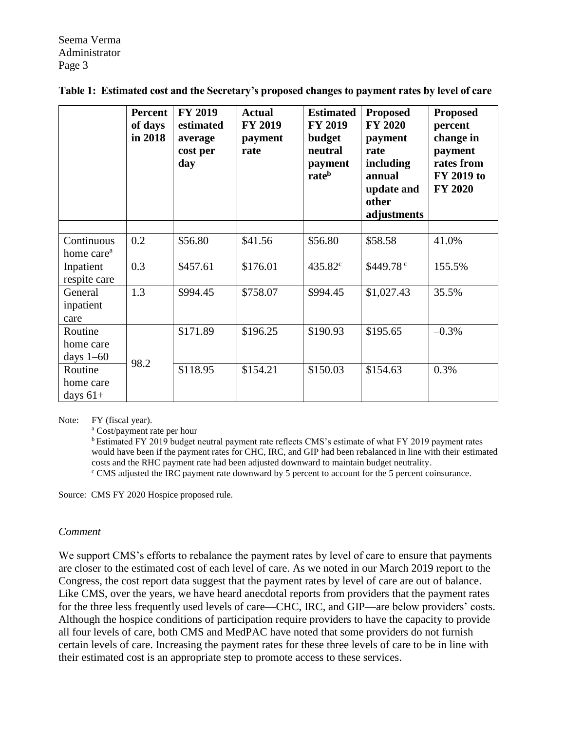**Table 1: Estimated cost and the Secretary's proposed changes to payment rates by level of care**

| | Percent of days in 2018 | FY 2019 estimated average cost per day | Actual FY 2019 payment rate | Estimated FY 2019 budget neutral payment rate[b] | Proposed FY 2020 payment rate including annual update and other adjustments | Proposed percent change in payment rates from FY 2019 to FY 2020 |
|---|---|---|---|---|---|---|
| Continuous home care[a] | 0.2 | \$56.80 | \$41.56 | \$56.80 | \$58.58 | 41.0% |
| Inpatient respite care | 0.3 | \$457.61 | \$176.01 | 435.82[c] | \$449.78 [c] | 155.5% |
| General inpatient care | 1.3 | \$994.45 | \$758.07 | \$994.45 | \$1,027.43 | 35.5% |
| Routine home care days 1–60 | 98.2 | \$171.89 | \$196.25 | \$190.93 | \$195.65 | –0.3% |
| Routine home care days 61+ | | \$118.95 | \$154.21 | \$150.03 | \$154.63 | 0.3% |

Note: FY (fiscal year).

[a] Cost/payment rate per hour

[b] Estimated FY 2019 budget neutral payment rate reflects CMS's estimate of what FY 2019 payment rates would have been if the payment rates for CHC, IRC, and GIP had been rebalanced in line with their estimated costs and the RHC payment rate had been adjusted downward to maintain budget neutrality.

[c] CMS adjusted the IRC payment rate downward by 5 percent to account for the 5 percent coinsurance.

Source: CMS FY 2020 Hospice proposed rule.

*Comment*

We support CMS's efforts to rebalance the payment rates by level of care to ensure that payments are closer to the estimated cost of each level of care. As we noted in our March 2019 report to the Congress, the cost report data suggest that the payment rates by level of care are out of balance. Like CMS, over the years, we have heard anecdotal reports from providers that the payment rates for the three less frequently used levels of care—CHC, IRC, and GIP—are below providers' costs. Although the hospice conditions of participation require providers to have the capacity to provide all four levels of care, both CMS and MedPAC have noted that some providers do not furnish certain levels of care. Increasing the payment rates for these three levels of care to be in line with their estimated cost is an appropriate step to promote access to these services.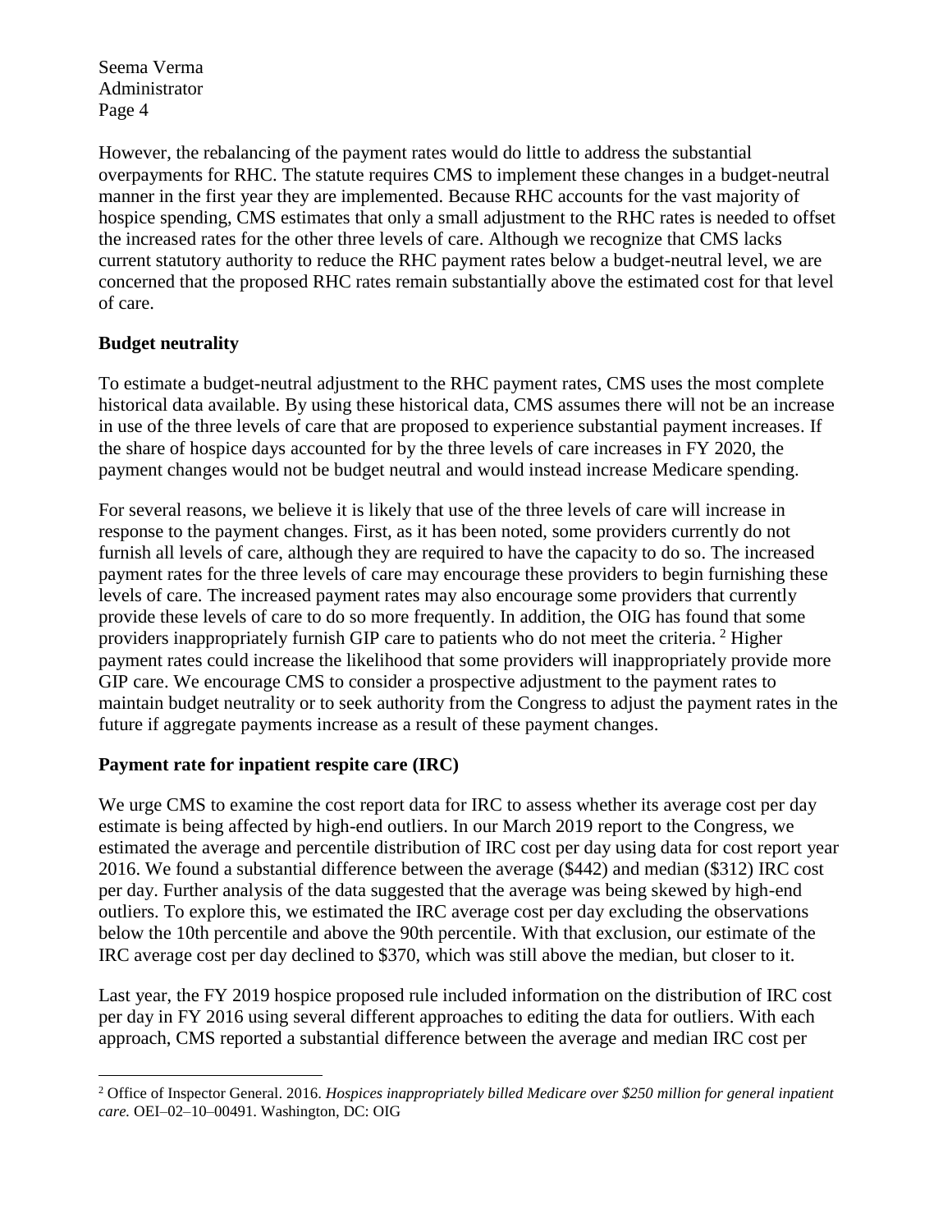However, the rebalancing of the payment rates would do little to address the substantial overpayments for RHC. The statute requires CMS to implement these changes in a budget-neutral manner in the first year they are implemented. Because RHC accounts for the vast majority of hospice spending, CMS estimates that only a small adjustment to the RHC rates is needed to offset the increased rates for the other three levels of care. Although we recognize that CMS lacks current statutory authority to reduce the RHC payment rates below a budget-neutral level, we are concerned that the proposed RHC rates remain substantially above the estimated cost for that level of care.

**Budget neutrality**

To estimate a budget-neutral adjustment to the RHC payment rates, CMS uses the most complete historical data available. By using these historical data, CMS assumes there will not be an increase in use of the three levels of care that are proposed to experience substantial payment increases. If the share of hospice days accounted for by the three levels of care increases in FY 2020, the payment changes would not be budget neutral and would instead increase Medicare spending.

For several reasons, we believe it is likely that use of the three levels of care will increase in response to the payment changes. First, as it has been noted, some providers currently do not furnish all levels of care, although they are required to have the capacity to do so. The increased payment rates for the three levels of care may encourage these providers to begin furnishing these levels of care. The increased payment rates may also encourage some providers that currently provide these levels of care to do so more frequently. In addition, the OIG has found that some providers inappropriately furnish GIP care to patients who do not meet the criteria. [2] Higher payment rates could increase the likelihood that some providers will inappropriately provide more GIP care. We encourage CMS to consider a prospective adjustment to the payment rates to maintain budget neutrality or to seek authority from the Congress to adjust the payment rates in the future if aggregate payments increase as a result of these payment changes.

**Payment rate for inpatient respite care (IRC)**

We urge CMS to examine the cost report data for IRC to assess whether its average cost per day estimate is being affected by high-end outliers. In our March 2019 report to the Congress, we estimated the average and percentile distribution of IRC cost per day using data for cost report year 2016. We found a substantial difference between the average ($442) and median ($312) IRC cost per day. Further analysis of the data suggested that the average was being skewed by high-end outliers. To explore this, we estimated the IRC average cost per day excluding the observations below the 10th percentile and above the 90th percentile. With that exclusion, our estimate of the IRC average cost per day declined to $370, which was still above the median, but closer to it.

Last year, the FY 2019 hospice proposed rule included information on the distribution of IRC cost per day in FY 2016 using several different approaches to editing the data for outliers. With each approach, CMS reported a substantial difference between the average and median IRC cost per

---

[2] Office of Inspector General. 2016. *Hospices inappropriately billed Medicare over $250 million for general inpatient care.* OEI–02–10–00491. Washington, DC: OIG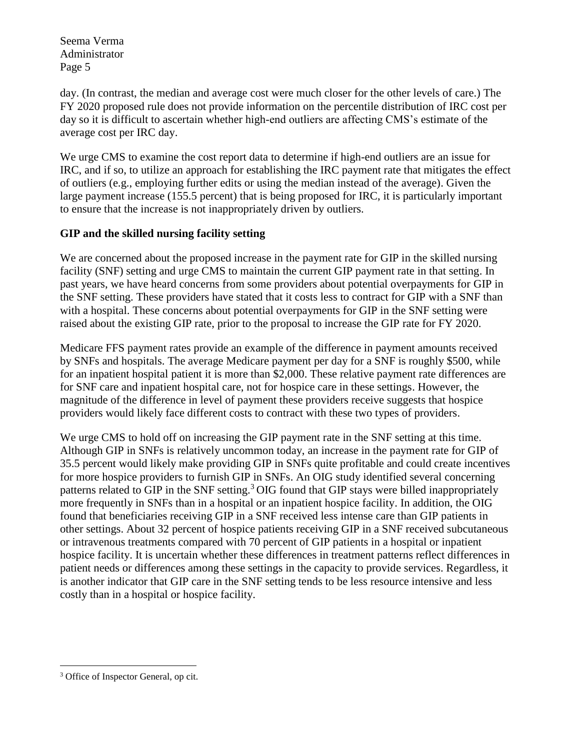day. (In contrast, the median and average cost were much closer for the other levels of care.) The FY 2020 proposed rule does not provide information on the percentile distribution of IRC cost per day so it is difficult to ascertain whether high-end outliers are affecting CMS's estimate of the average cost per IRC day.

We urge CMS to examine the cost report data to determine if high-end outliers are an issue for IRC, and if so, to utilize an approach for establishing the IRC payment rate that mitigates the effect of outliers (e.g., employing further edits or using the median instead of the average). Given the large payment increase (155.5 percent) that is being proposed for IRC, it is particularly important to ensure that the increase is not inappropriately driven by outliers.

**GIP and the skilled nursing facility setting**

We are concerned about the proposed increase in the payment rate for GIP in the skilled nursing facility (SNF) setting and urge CMS to maintain the current GIP payment rate in that setting. In past years, we have heard concerns from some providers about potential overpayments for GIP in the SNF setting. These providers have stated that it costs less to contract for GIP with a SNF than with a hospital. These concerns about potential overpayments for GIP in the SNF setting were raised about the existing GIP rate, prior to the proposal to increase the GIP rate for FY 2020.

Medicare FFS payment rates provide an example of the difference in payment amounts received by SNFs and hospitals. The average Medicare payment per day for a SNF is roughly $500, while for an inpatient hospital patient it is more than $2,000. These relative payment rate differences are for SNF care and inpatient hospital care, not for hospice care in these settings. However, the magnitude of the difference in level of payment these providers receive suggests that hospice providers would likely face different costs to contract with these two types of providers.

We urge CMS to hold off on increasing the GIP payment rate in the SNF setting at this time. Although GIP in SNFs is relatively uncommon today, an increase in the payment rate for GIP of 35.5 percent would likely make providing GIP in SNFs quite profitable and could create incentives for more hospice providers to furnish GIP in SNFs. An OIG study identified several concerning patterns related to GIP in the SNF setting.[3] OIG found that GIP stays were billed inappropriately more frequently in SNFs than in a hospital or an inpatient hospice facility. In addition, the OIG found that beneficiaries receiving GIP in a SNF received less intense care than GIP patients in other settings. About 32 percent of hospice patients receiving GIP in a SNF received subcutaneous or intravenous treatments compared with 70 percent of GIP patients in a hospital or inpatient hospice facility. It is uncertain whether these differences in treatment patterns reflect differences in patient needs or differences among these settings in the capacity to provide services. Regardless, it is another indicator that GIP care in the SNF setting tends to be less resource intensive and less costly than in a hospital or hospice facility.

[3] Office of Inspector General, op cit.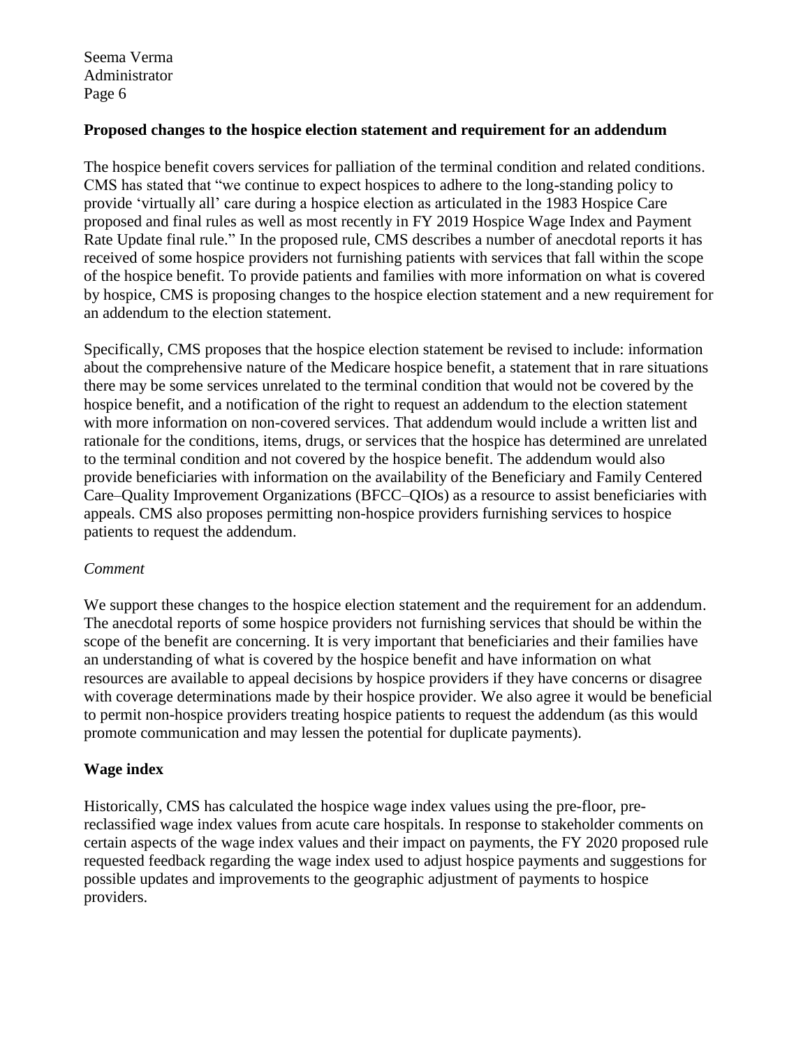**Proposed changes to the hospice election statement and requirement for an addendum**

The hospice benefit covers services for palliation of the terminal condition and related conditions. CMS has stated that "we continue to expect hospices to adhere to the long-standing policy to provide 'virtually all' care during a hospice election as articulated in the 1983 Hospice Care proposed and final rules as well as most recently in FY 2019 Hospice Wage Index and Payment Rate Update final rule." In the proposed rule, CMS describes a number of anecdotal reports it has received of some hospice providers not furnishing patients with services that fall within the scope of the hospice benefit. To provide patients and families with more information on what is covered by hospice, CMS is proposing changes to the hospice election statement and a new requirement for an addendum to the election statement.

Specifically, CMS proposes that the hospice election statement be revised to include: information about the comprehensive nature of the Medicare hospice benefit, a statement that in rare situations there may be some services unrelated to the terminal condition that would not be covered by the hospice benefit, and a notification of the right to request an addendum to the election statement with more information on non-covered services. That addendum would include a written list and rationale for the conditions, items, drugs, or services that the hospice has determined are unrelated to the terminal condition and not covered by the hospice benefit. The addendum would also provide beneficiaries with information on the availability of the Beneficiary and Family Centered Care–Quality Improvement Organizations (BFCC–QIOs) as a resource to assist beneficiaries with appeals. CMS also proposes permitting non-hospice providers furnishing services to hospice patients to request the addendum.

*Comment*

We support these changes to the hospice election statement and the requirement for an addendum. The anecdotal reports of some hospice providers not furnishing services that should be within the scope of the benefit are concerning. It is very important that beneficiaries and their families have an understanding of what is covered by the hospice benefit and have information on what resources are available to appeal decisions by hospice providers if they have concerns or disagree with coverage determinations made by their hospice provider. We also agree it would be beneficial to permit non-hospice providers treating hospice patients to request the addendum (as this would promote communication and may lessen the potential for duplicate payments).

**Wage index**

Historically, CMS has calculated the hospice wage index values using the pre-floor, pre-reclassified wage index values from acute care hospitals. In response to stakeholder comments on certain aspects of the wage index values and their impact on payments, the FY 2020 proposed rule requested feedback regarding the wage index used to adjust hospice payments and suggestions for possible updates and improvements to the geographic adjustment of payments to hospice providers.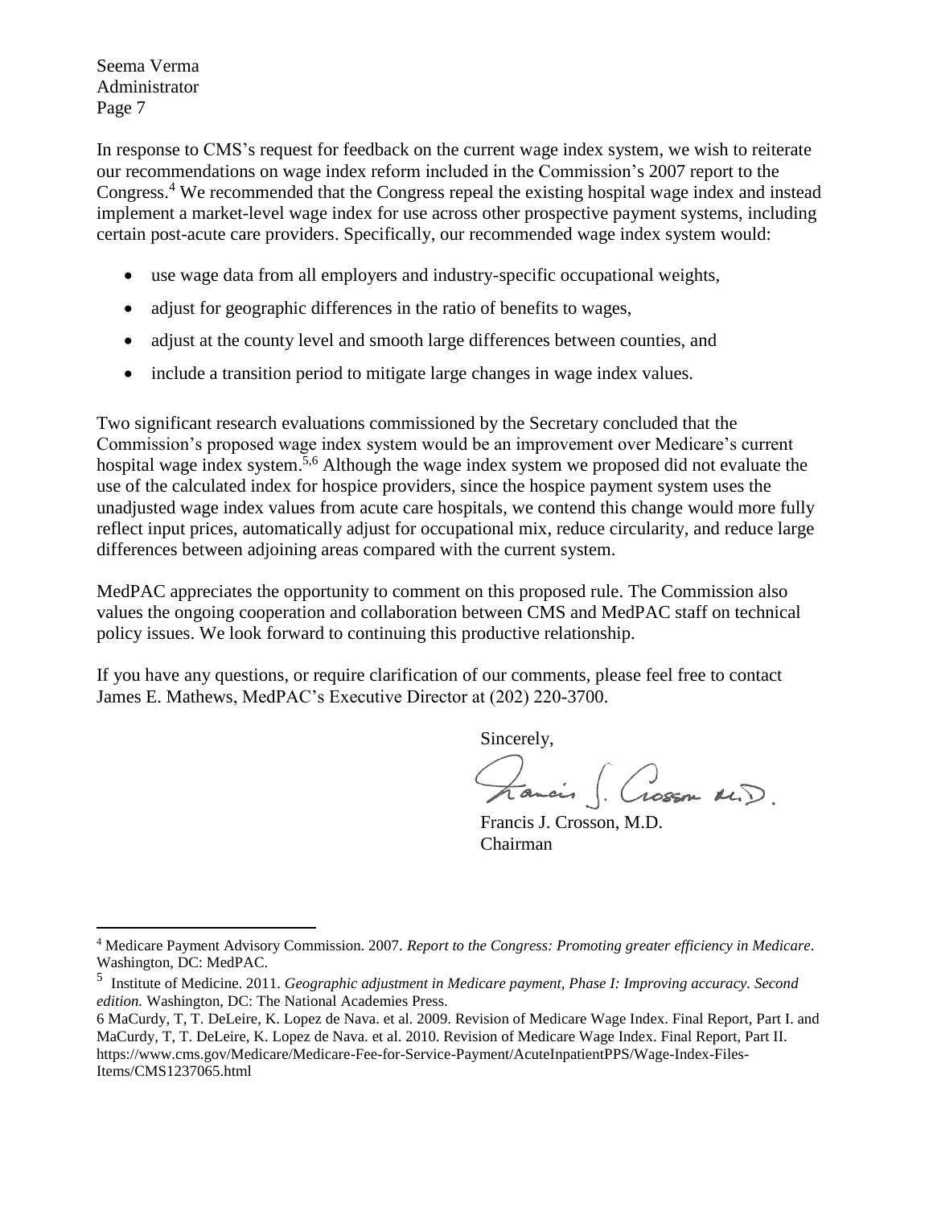Seema Verma
Administrator

In response to CMS's request for feedback on the current wage index system, we wish to reiterate our recommendations on wage index reform included in the Commission's 2007 report to the Congress.[4] We recommended that the Congress repeal the existing hospital wage index and instead implement a market-level wage index for use across other prospective payment systems, including certain post-acute care providers. Specifically, our recommended wage index system would:

- use wage data from all employers and industry-specific occupational weights,
- adjust for geographic differences in the ratio of benefits to wages,
- adjust at the county level and smooth large differences between counties, and
- include a transition period to mitigate large changes in wage index values.

Two significant research evaluations commissioned by the Secretary concluded that the Commission's proposed wage index system would be an improvement over Medicare's current hospital wage index system.[5,6] Although the wage index system we proposed did not evaluate the use of the calculated index for hospice providers, since the hospice payment system uses the unadjusted wage index values from acute care hospitals, we contend this change would more fully reflect input prices, automatically adjust for occupational mix, reduce circularity, and reduce large differences between adjoining areas compared with the current system.

MedPAC appreciates the opportunity to comment on this proposed rule. The Commission also values the ongoing cooperation and collaboration between CMS and MedPAC staff on technical policy issues. We look forward to continuing this productive relationship.

If you have any questions, or require clarification of our comments, please feel free to contact James E. Mathews, MedPAC's Executive Director at (202) 220-3700.

Sincerely,

Francis J. Crosson, M.D.
Chairman

---

[4] Medicare Payment Advisory Commission. 2007. *Report to the Congress: Promoting greater efficiency in Medicare*. Washington, DC: MedPAC.

[5] Institute of Medicine. 2011. *Geographic adjustment in Medicare payment, Phase I: Improving accuracy. Second edition.* Washington, DC: The National Academies Press.

6 MaCurdy, T, T. DeLeire, K. Lopez de Nava. et al. 2009. Revision of Medicare Wage Index. Final Report, Part I. and MaCurdy, T, T. DeLeire, K. Lopez de Nava. et al. 2010. Revision of Medicare Wage Index. Final Report, Part II. https://www.cms.gov/Medicare/Medicare-Fee-for-Service-Payment/AcuteInpatientPPS/Wage-Index-Files-Items/CMS1237065.html